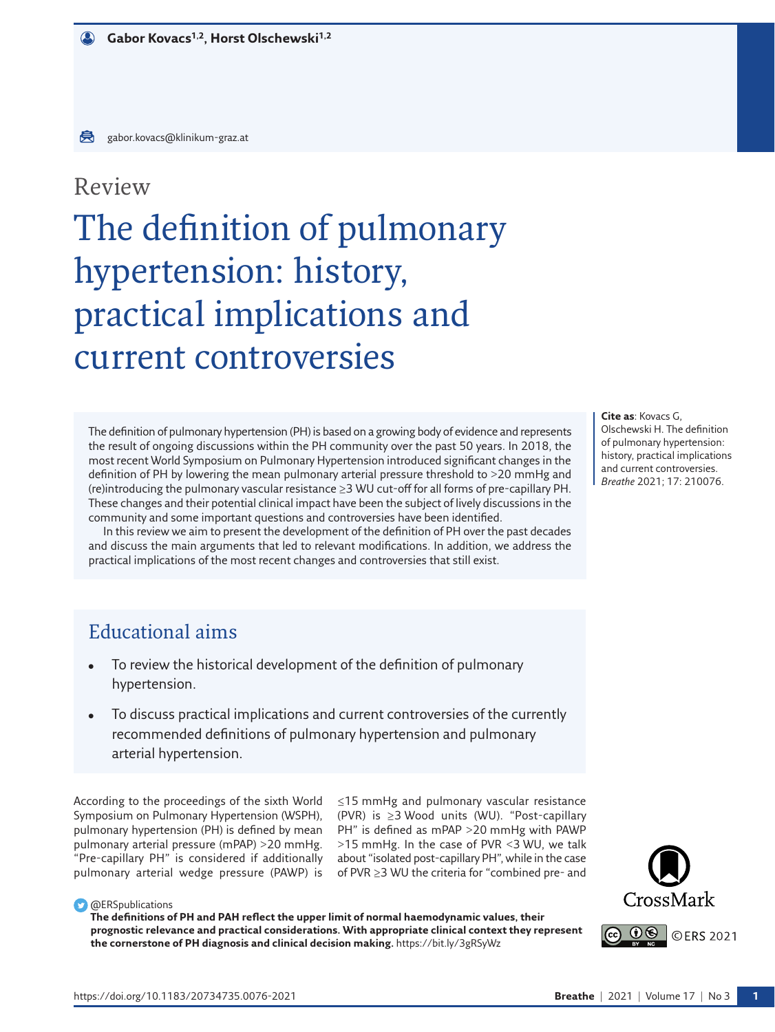Gabor Kovacs[1,2], Horst Olschewski[1,2]

gabor.kovacs@klinikum-graz.at

Review

# The definition of pulmonary hypertension: history, practical implications and current controversies

The definition of pulmonary hypertension (PH) is based on a growing body of evidence and represents the result of ongoing discussions within the PH community over the past 50 years. In 2018, the most recent World Symposium on Pulmonary Hypertension introduced significant changes in the definition of PH by lowering the mean pulmonary arterial pressure threshold to >20 mmHg and (re)introducing the pulmonary vascular resistance ≥3 WU cut-off for all forms of pre-capillary PH. These changes and their potential clinical impact have been the subject of lively discussions in the community and some important questions and controversies have been identified.

In this review we aim to present the development of the definition of PH over the past decades and discuss the main arguments that led to relevant modifications. In addition, we address the practical implications of the most recent changes and controversies that still exist.

**Cite as**: Kovacs G, Olschewski H. The definition of pulmonary hypertension: history, practical implications and current controversies. *Breathe* 2021; 17: 210076.

## Educational aims

- To review the historical development of the definition of pulmonary hypertension.
- To discuss practical implications and current controversies of the currently recommended definitions of pulmonary hypertension and pulmonary arterial hypertension.

According to the proceedings of the sixth World Symposium on Pulmonary Hypertension (WSPH), pulmonary hypertension (PH) is defined by mean pulmonary arterial pressure (mPAP) >20 mmHg. "Pre-capillary PH" is considered if additionally pulmonary arterial wedge pressure (PAWP) is ≤15 mmHg and pulmonary vascular resistance (PVR) is ≥3 Wood units (WU). "Post-capillary PH" is defined as mPAP >20 mmHg with PAWP >15 mmHg. In the case of PVR <3 WU, we talk about "isolated post-capillary PH", while in the case of PVR ≥3 WU the criteria for "combined pre- and

@ERSpublications
**The definitions of PH and PAH reflect the upper limit of normal haemodynamic values, their prognostic relevance and practical considerations. With appropriate clinical context they represent the cornerstone of PH diagnosis and clinical decision making.** https://bit.ly/3gRSyWz

©ERS 2021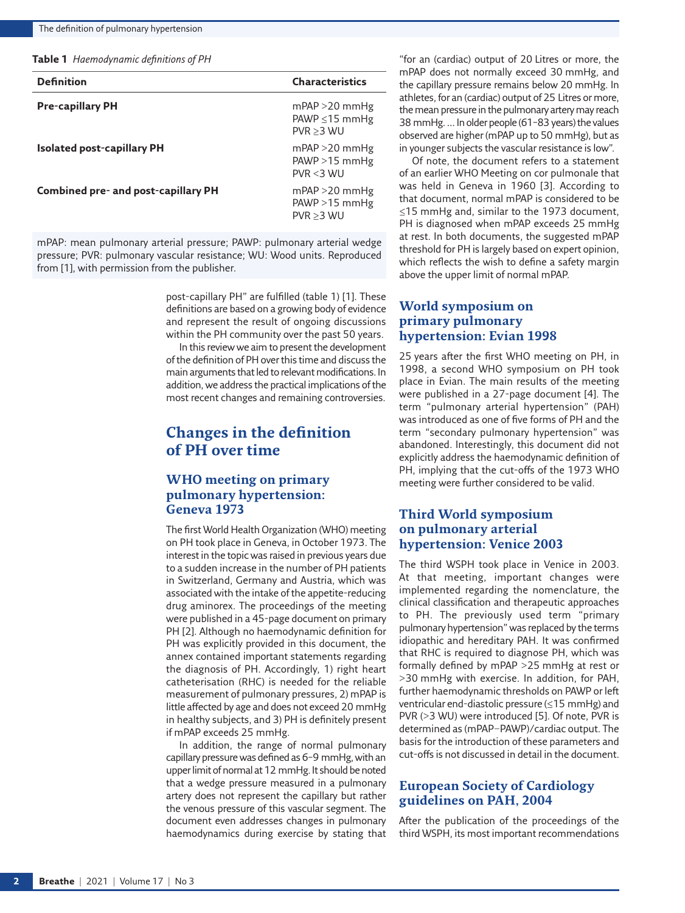**Table 1** *Haemodynamic definitions of PH*

| Definition | Characteristics |
|---|---|
| **Pre-capillary PH** | mPAP >20 mmHg<br>PAWP ≤15 mmHg<br>PVR ≥3 WU |
| **Isolated post-capillary PH** | mPAP >20 mmHg<br>PAWP >15 mmHg<br>PVR <3 WU |
| **Combined pre- and post-capillary PH** | mPAP >20 mmHg<br>PAWP >15 mmHg<br>PVR ≥3 WU |

mPAP: mean pulmonary arterial pressure; PAWP: pulmonary arterial wedge pressure; PVR: pulmonary vascular resistance; WU: Wood units. Reproduced from [1], with permission from the publisher.

post-capillary PH" are fulfilled (table 1) [1]. These definitions are based on a growing body of evidence and represent the result of ongoing discussions within the PH community over the past 50 years.

In this review we aim to present the development of the definition of PH over this time and discuss the main arguments that led to relevant modifications. In addition, we address the practical implications of the most recent changes and remaining controversies.

# Changes in the definition of PH over time

## WHO meeting on primary pulmonary hypertension: Geneva 1973

The first World Health Organization (WHO) meeting on PH took place in Geneva, in October 1973. The interest in the topic was raised in previous years due to a sudden increase in the number of PH patients in Switzerland, Germany and Austria, which was associated with the intake of the appetite-reducing drug aminorex. The proceedings of the meeting were published in a 45-page document on primary PH [2]. Although no haemodynamic definition for PH was explicitly provided in this document, the annex contained important statements regarding the diagnosis of PH. Accordingly, 1) right heart catheterisation (RHC) is needed for the reliable measurement of pulmonary pressures, 2) mPAP is little affected by age and does not exceed 20 mmHg in healthy subjects, and 3) PH is definitely present if mPAP exceeds 25 mmHg.

In addition, the range of normal pulmonary capillary pressure was defined as 6–9 mmHg, with an upper limit of normal at 12 mmHg. It should be noted that a wedge pressure measured in a pulmonary artery does not represent the capillary but rather the venous pressure of this vascular segment. The document even addresses changes in pulmonary haemodynamics during exercise by stating that "for an (cardiac) output of 20 Litres or more, the mPAP does not normally exceed 30 mmHg, and the capillary pressure remains below 20 mmHg. In athletes, for an (cardiac) output of 25 Litres or more, the mean pressure in the pulmonary artery may reach 38 mmHg. … In older people (61–83 years) the values observed are higher (mPAP up to 50 mmHg), but as in younger subjects the vascular resistance is low".

Of note, the document refers to a statement of an earlier WHO Meeting on cor pulmonale that was held in Geneva in 1960 [3]. According to that document, normal mPAP is considered to be ≤15 mmHg and, similar to the 1973 document, PH is diagnosed when mPAP exceeds 25 mmHg at rest. In both documents, the suggested mPAP threshold for PH is largely based on expert opinion, which reflects the wish to define a safety margin above the upper limit of normal mPAP.

## World symposium on primary pulmonary hypertension: Evian 1998

25 years after the first WHO meeting on PH, in 1998, a second WHO symposium on PH took place in Evian. The main results of the meeting were published in a 27-page document [4]. The term "pulmonary arterial hypertension" (PAH) was introduced as one of five forms of PH and the term "secondary pulmonary hypertension" was abandoned. Interestingly, this document did not explicitly address the haemodynamic definition of PH, implying that the cut-offs of the 1973 WHO meeting were further considered to be valid.

## Third World symposium on pulmonary arterial hypertension: Venice 2003

The third WSPH took place in Venice in 2003. At that meeting, important changes were implemented regarding the nomenclature, the clinical classification and therapeutic approaches to PH. The previously used term "primary pulmonary hypertension" was replaced by the terms idiopathic and hereditary PAH. It was confirmed that RHC is required to diagnose PH, which was formally defined by mPAP >25 mmHg at rest or >30 mmHg with exercise. In addition, for PAH, further haemodynamic thresholds on PAWP or left ventricular end-diastolic pressure (≤15 mmHg) and PVR (>3 WU) were introduced [5]. Of note, PVR is determined as (mPAP−PAWP)/cardiac output. The basis for the introduction of these parameters and cut-offs is not discussed in detail in the document.

## European Society of Cardiology guidelines on PAH, 2004

After the publication of the proceedings of the third WSPH, its most important recommendations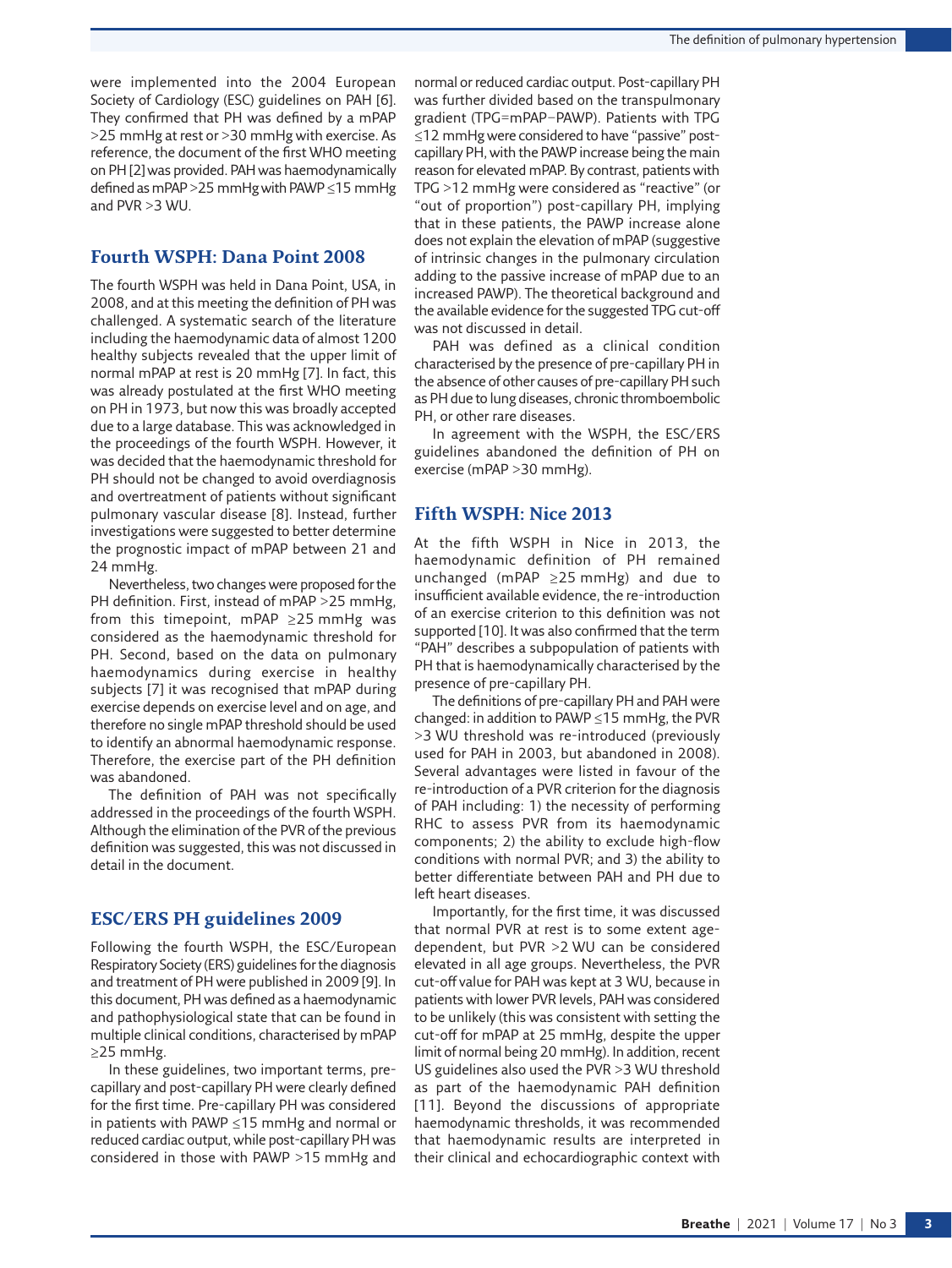were implemented into the 2004 European Society of Cardiology (ESC) guidelines on PAH [6]. They confirmed that PH was defined by a mPAP >25 mmHg at rest or >30 mmHg with exercise. As reference, the document of the first WHO meeting on PH [2] was provided. PAH was haemodynamically defined as mPAP >25 mmHg with PAWP ≤15 mmHg and PVR >3 WU.

## Fourth WSPH: Dana Point 2008

The fourth WSPH was held in Dana Point, USA, in 2008, and at this meeting the definition of PH was challenged. A systematic search of the literature including the haemodynamic data of almost 1200 healthy subjects revealed that the upper limit of normal mPAP at rest is 20 mmHg [7]. In fact, this was already postulated at the first WHO meeting on PH in 1973, but now this was broadly accepted due to a large database. This was acknowledged in the proceedings of the fourth WSPH. However, it was decided that the haemodynamic threshold for PH should not be changed to avoid overdiagnosis and overtreatment of patients without significant pulmonary vascular disease [8]. Instead, further investigations were suggested to better determine the prognostic impact of mPAP between 21 and 24 mmHg.

Nevertheless, two changes were proposed for the PH definition. First, instead of mPAP >25 mmHg, from this timepoint, mPAP ≥25 mmHg was considered as the haemodynamic threshold for PH. Second, based on the data on pulmonary haemodynamics during exercise in healthy subjects [7] it was recognised that mPAP during exercise depends on exercise level and on age, and therefore no single mPAP threshold should be used to identify an abnormal haemodynamic response. Therefore, the exercise part of the PH definition was abandoned.

The definition of PAH was not specifically addressed in the proceedings of the fourth WSPH. Although the elimination of the PVR of the previous definition was suggested, this was not discussed in detail in the document.

## ESC/ERS PH guidelines 2009

Following the fourth WSPH, the ESC/European Respiratory Society (ERS) guidelines for the diagnosis and treatment of PH were published in 2009 [9]. In this document, PH was defined as a haemodynamic and pathophysiological state that can be found in multiple clinical conditions, characterised by mPAP ≥25 mmHg.

In these guidelines, two important terms, pre-capillary and post-capillary PH were clearly defined for the first time. Pre-capillary PH was considered in patients with PAWP ≤15 mmHg and normal or reduced cardiac output, while post-capillary PH was considered in those with PAWP >15 mmHg and normal or reduced cardiac output. Post-capillary PH was further divided based on the transpulmonary gradient (TPG=mPAP−PAWP). Patients with TPG ≤12 mmHg were considered to have "passive" post-capillary PH, with the PAWP increase being the main reason for elevated mPAP. By contrast, patients with TPG >12 mmHg were considered as "reactive" (or "out of proportion") post-capillary PH, implying that in these patients, the PAWP increase alone does not explain the elevation of mPAP (suggestive of intrinsic changes in the pulmonary circulation adding to the passive increase of mPAP due to an increased PAWP). The theoretical background and the available evidence for the suggested TPG cut-off was not discussed in detail.

PAH was defined as a clinical condition characterised by the presence of pre-capillary PH in the absence of other causes of pre-capillary PH such as PH due to lung diseases, chronic thromboembolic PH, or other rare diseases.

In agreement with the WSPH, the ESC/ERS guidelines abandoned the definition of PH on exercise (mPAP >30 mmHg).

## Fifth WSPH: Nice 2013

At the fifth WSPH in Nice in 2013, the haemodynamic definition of PH remained unchanged (mPAP ≥25 mmHg) and due to insufficient available evidence, the re-introduction of an exercise criterion to this definition was not supported [10]. It was also confirmed that the term "PAH" describes a subpopulation of patients with PH that is haemodynamically characterised by the presence of pre-capillary PH.

The definitions of pre-capillary PH and PAH were changed: in addition to PAWP ≤15 mmHg, the PVR >3 WU threshold was re-introduced (previously used for PAH in 2003, but abandoned in 2008). Several advantages were listed in favour of the re-introduction of a PVR criterion for the diagnosis of PAH including: 1) the necessity of performing RHC to assess PVR from its haemodynamic components; 2) the ability to exclude high-flow conditions with normal PVR; and 3) the ability to better differentiate between PAH and PH due to left heart diseases.

Importantly, for the first time, it was discussed that normal PVR at rest is to some extent age-dependent, but PVR >2 WU can be considered elevated in all age groups. Nevertheless, the PVR cut-off value for PAH was kept at 3 WU, because in patients with lower PVR levels, PAH was considered to be unlikely (this was consistent with setting the cut-off for mPAP at 25 mmHg, despite the upper limit of normal being 20 mmHg). In addition, recent US guidelines also used the PVR >3 WU threshold as part of the haemodynamic PAH definition [11]. Beyond the discussions of appropriate haemodynamic thresholds, it was recommended that haemodynamic results are interpreted in their clinical and echocardiographic context with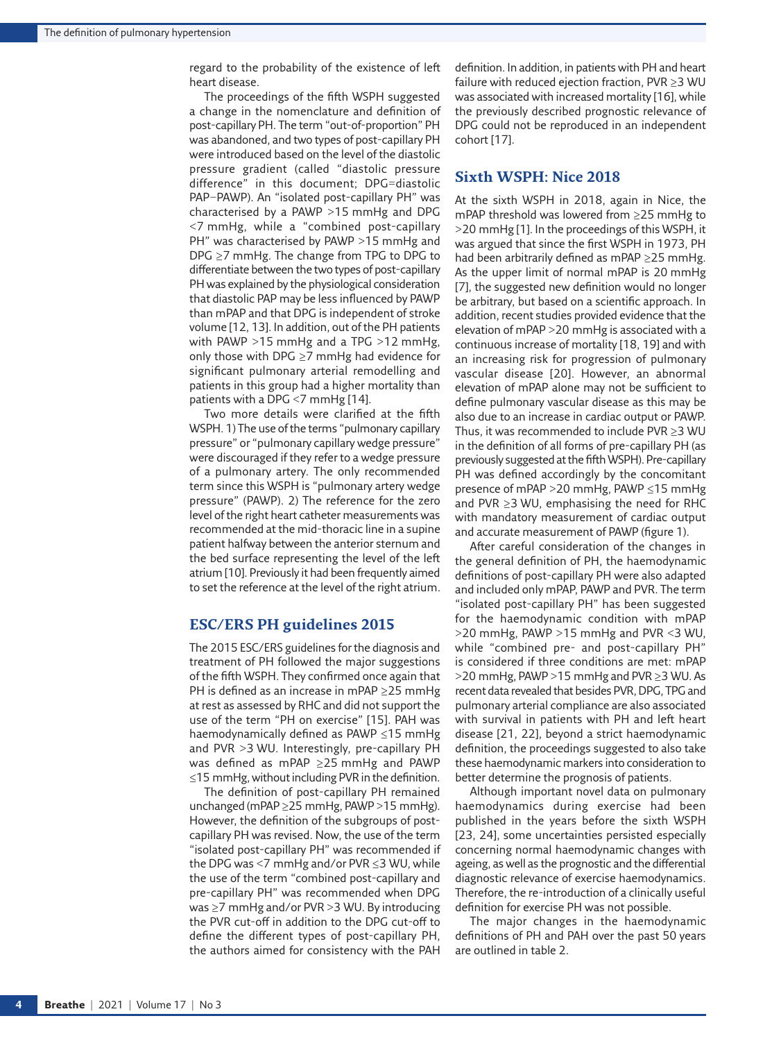regard to the probability of the existence of left heart disease.

The proceedings of the fifth WSPH suggested a change in the nomenclature and definition of post-capillary PH. The term "out-of-proportion" PH was abandoned, and two types of post-capillary PH were introduced based on the level of the diastolic pressure gradient (called "diastolic pressure difference" in this document; DPG=diastolic PAP−PAWP). An "isolated post-capillary PH" was characterised by a PAWP >15 mmHg and DPG <7 mmHg, while a "combined post-capillary PH" was characterised by PAWP >15 mmHg and DPG ≥7 mmHg. The change from TPG to DPG to differentiate between the two types of post-capillary PH was explained by the physiological consideration that diastolic PAP may be less influenced by PAWP than mPAP and that DPG is independent of stroke volume [12, 13]. In addition, out of the PH patients with PAWP >15 mmHg and a TPG >12 mmHg, only those with DPG ≥7 mmHg had evidence for significant pulmonary arterial remodelling and patients in this group had a higher mortality than patients with a DPG <7 mmHg [14].

Two more details were clarified at the fifth WSPH. 1) The use of the terms "pulmonary capillary pressure" or "pulmonary capillary wedge pressure" were discouraged if they refer to a wedge pressure of a pulmonary artery. The only recommended term since this WSPH is "pulmonary artery wedge pressure" (PAWP). 2) The reference for the zero level of the right heart catheter measurements was recommended at the mid-thoracic line in a supine patient halfway between the anterior sternum and the bed surface representing the level of the left atrium [10]. Previously it had been frequently aimed to set the reference at the level of the right atrium.

## ESC/ERS PH guidelines 2015

The 2015 ESC/ERS guidelines for the diagnosis and treatment of PH followed the major suggestions of the fifth WSPH. They confirmed once again that PH is defined as an increase in mPAP ≥25 mmHg at rest as assessed by RHC and did not support the use of the term "PH on exercise" [15]. PAH was haemodynamically defined as PAWP ≤15 mmHg and PVR >3 WU. Interestingly, pre-capillary PH was defined as mPAP ≥25 mmHg and PAWP ≤15 mmHg, without including PVR in the definition.

The definition of post-capillary PH remained unchanged (mPAP ≥25 mmHg, PAWP >15 mmHg). However, the definition of the subgroups of post-capillary PH was revised. Now, the use of the term "isolated post-capillary PH" was recommended if the DPG was <7 mmHg and/or PVR ≤3 WU, while the use of the term "combined post-capillary and pre-capillary PH" was recommended when DPG was ≥7 mmHg and/or PVR >3 WU. By introducing the PVR cut-off in addition to the DPG cut-off to define the different types of post-capillary PH, the authors aimed for consistency with the PAH definition. In addition, in patients with PH and heart failure with reduced ejection fraction, PVR ≥3 WU was associated with increased mortality [16], while the previously described prognostic relevance of DPG could not be reproduced in an independent cohort [17].

## Sixth WSPH: Nice 2018

At the sixth WSPH in 2018, again in Nice, the mPAP threshold was lowered from ≥25 mmHg to >20 mmHg [1]. In the proceedings of this WSPH, it was argued that since the first WSPH in 1973, PH had been arbitrarily defined as mPAP ≥25 mmHg. As the upper limit of normal mPAP is 20 mmHg [7], the suggested new definition would no longer be arbitrary, but based on a scientific approach. In addition, recent studies provided evidence that the elevation of mPAP >20 mmHg is associated with a continuous increase of mortality [18, 19] and with an increasing risk for progression of pulmonary vascular disease [20]. However, an abnormal elevation of mPAP alone may not be sufficient to define pulmonary vascular disease as this may be also due to an increase in cardiac output or PAWP. Thus, it was recommended to include PVR ≥3 WU in the definition of all forms of pre-capillary PH (as previously suggested at the fifth WSPH). Pre-capillary PH was defined accordingly by the concomitant presence of mPAP >20 mmHg, PAWP ≤15 mmHg and PVR ≥3 WU, emphasising the need for RHC with mandatory measurement of cardiac output and accurate measurement of PAWP (figure 1).

After careful consideration of the changes in the general definition of PH, the haemodynamic definitions of post-capillary PH were also adapted and included only mPAP, PAWP and PVR. The term "isolated post-capillary PH" has been suggested for the haemodynamic condition with mPAP >20 mmHg, PAWP >15 mmHg and PVR <3 WU, while "combined pre- and post-capillary PH" is considered if three conditions are met: mPAP >20 mmHg, PAWP >15 mmHg and PVR ≥3 WU. As recent data revealed that besides PVR, DPG, TPG and pulmonary arterial compliance are also associated with survival in patients with PH and left heart disease [21, 22], beyond a strict haemodynamic definition, the proceedings suggested to also take these haemodynamic markers into consideration to better determine the prognosis of patients.

Although important novel data on pulmonary haemodynamics during exercise had been published in the years before the sixth WSPH [23, 24], some uncertainties persisted especially concerning normal haemodynamic changes with ageing, as well as the prognostic and the differential diagnostic relevance of exercise haemodynamics. Therefore, the re-introduction of a clinically useful definition for exercise PH was not possible.

The major changes in the haemodynamic definitions of PH and PAH over the past 50 years are outlined in table 2.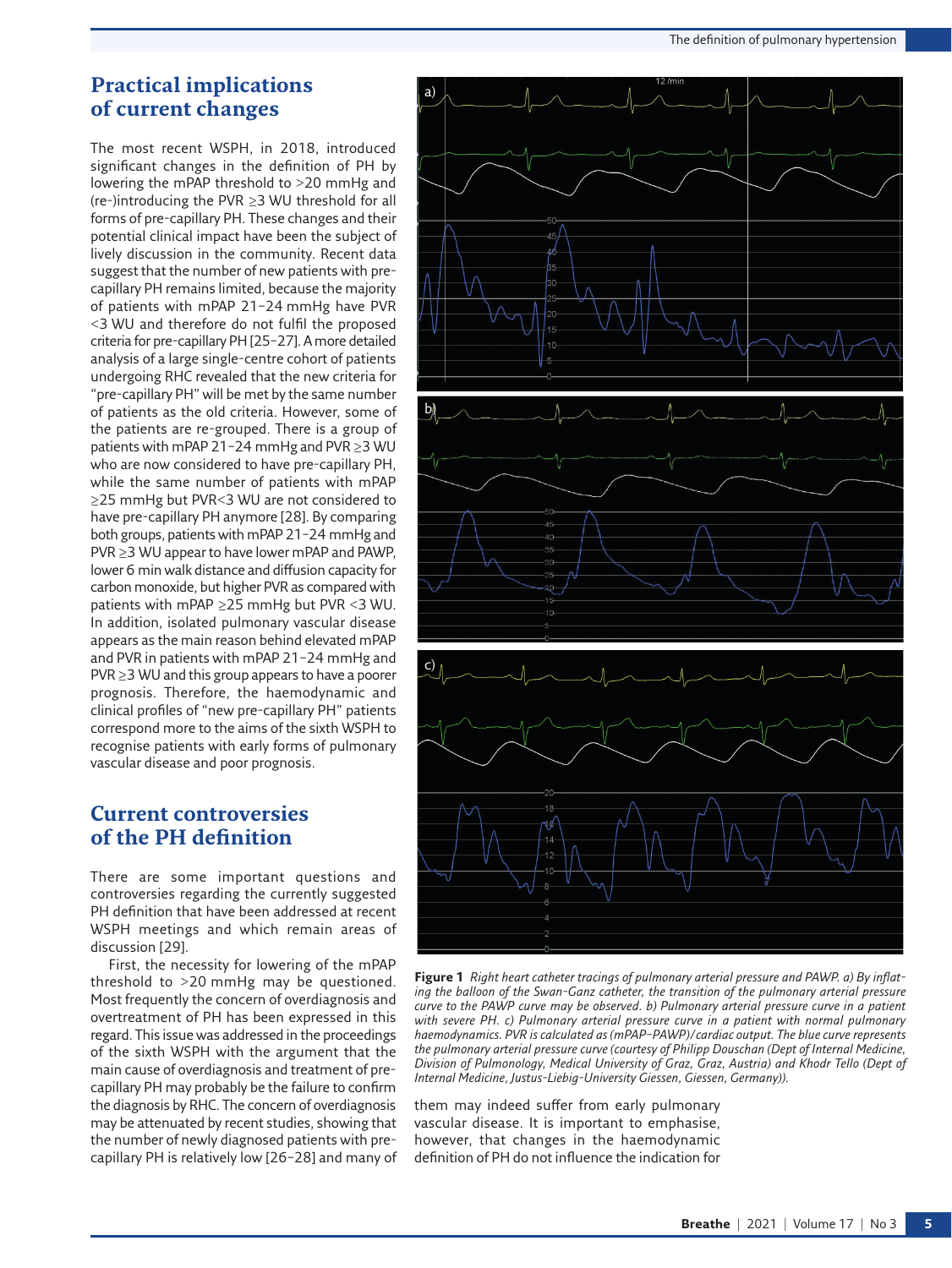## Practical implications of current changes

The most recent WSPH, in 2018, introduced significant changes in the definition of PH by lowering the mPAP threshold to >20 mmHg and (re-)introducing the PVR ≥3 WU threshold for all forms of pre-capillary PH. These changes and their potential clinical impact have been the subject of lively discussion in the community. Recent data suggest that the number of new patients with pre-capillary PH remains limited, because the majority of patients with mPAP 21–24 mmHg have PVR <3 WU and therefore do not fulfil the proposed criteria for pre-capillary PH [25–27]. A more detailed analysis of a large single-centre cohort of patients undergoing RHC revealed that the new criteria for "pre-capillary PH" will be met by the same number of patients as the old criteria. However, some of the patients are re-grouped. There is a group of patients with mPAP 21–24 mmHg and PVR ≥3 WU who are now considered to have pre-capillary PH, while the same number of patients with mPAP ≥25 mmHg but PVR<3 WU are not considered to have pre-capillary PH anymore [28]. By comparing both groups, patients with mPAP 21–24 mmHg and PVR ≥3 WU appear to have lower mPAP and PAWP, lower 6 min walk distance and diffusion capacity for carbon monoxide, but higher PVR as compared with patients with mPAP ≥25 mmHg but PVR <3 WU. In addition, isolated pulmonary vascular disease appears as the main reason behind elevated mPAP and PVR in patients with mPAP 21–24 mmHg and PVR ≥3 WU and this group appears to have a poorer prognosis. Therefore, the haemodynamic and clinical profiles of "new pre-capillary PH" patients correspond more to the aims of the sixth WSPH to recognise patients with early forms of pulmonary vascular disease and poor prognosis.

## Current controversies of the PH definition

There are some important questions and controversies regarding the currently suggested PH definition that have been addressed at recent WSPH meetings and which remain areas of discussion [29].

First, the necessity for lowering of the mPAP threshold to >20 mmHg may be questioned. Most frequently the concern of overdiagnosis and overtreatment of PH has been expressed in this regard. This issue was addressed in the proceedings of the sixth WSPH with the argument that the main cause of overdiagnosis and treatment of pre-capillary PH may probably be the failure to confirm the diagnosis by RHC. The concern of overdiagnosis may be attenuated by recent studies, showing that the number of newly diagnosed patients with pre-capillary PH is relatively low [26–28] and many of them may indeed suffer from early pulmonary vascular disease. It is important to emphasise, however, that changes in the haemodynamic definition of PH do not influence the indication for

**Figure 1** *Right heart catheter tracings of pulmonary arterial pressure and PAWP. a) By inflating the balloon of the Swan-Ganz catheter, the transition of the pulmonary arterial pressure curve to the PAWP curve may be observed. b) Pulmonary arterial pressure curve in a patient with severe PH. c) Pulmonary arterial pressure curve in a patient with normal pulmonary haemodynamics. PVR is calculated as (mPAP–PAWP)/cardiac output. The blue curve represents the pulmonary arterial pressure curve (courtesy of Philipp Douschan (Dept of Internal Medicine, Division of Pulmonology, Medical University of Graz, Graz, Austria) and Khodr Tello (Dept of Internal Medicine, Justus-Liebig-University Giessen, Giessen, Germany)).*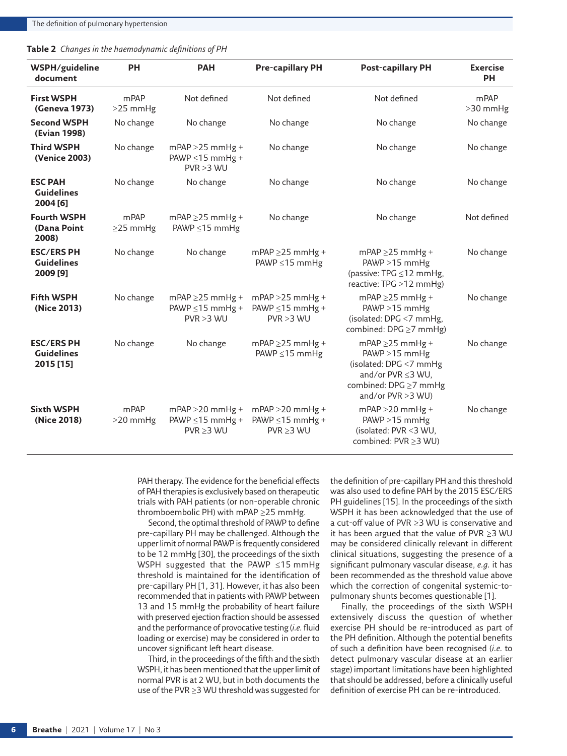**Table 2** *Changes in the haemodynamic definitions of PH*

| WSPH/guideline document | PH | PAH | Pre-capillary PH | Post-capillary PH | Exercise PH |
|---|---|---|---|---|---|
| **First WSPH (Geneva 1973)** | mPAP >25 mmHg | Not defined | Not defined | Not defined | mPAP >30 mmHg |
| **Second WSPH (Evian 1998)** | No change | No change | No change | No change | No change |
| **Third WSPH (Venice 2003)** | No change | mPAP >25 mmHg + PAWP ≤15 mmHg + PVR >3 WU | No change | No change | No change |
| **ESC PAH Guidelines 2004 [6]** | No change | No change | No change | No change | No change |
| **Fourth WSPH (Dana Point 2008)** | mPAP ≥25 mmHg | mPAP ≥25 mmHg + PAWP ≤15 mmHg | No change | No change | Not defined |
| **ESC/ERS PH Guidelines 2009 [9]** | No change | No change | mPAP ≥25 mmHg + PAWP ≤15 mmHg | mPAP ≥25 mmHg + PAWP >15 mmHg (passive: TPG ≤12 mmHg, reactive: TPG >12 mmHg) | No change |
| **Fifth WSPH (Nice 2013)** | No change | mPAP ≥25 mmHg + PAWP ≤15 mmHg + PVR >3 WU | mPAP >25 mmHg + PAWP ≤15 mmHg + PVR >3 WU | mPAP ≥25 mmHg + PAWP >15 mmHg (isolated: DPG <7 mmHg, combined: DPG ≥7 mmHg) | No change |
| **ESC/ERS PH Guidelines 2015 [15]** | No change | No change | mPAP ≥25 mmHg + PAWP ≤15 mmHg | mPAP ≥25 mmHg + PAWP >15 mmHg (isolated: DPG <7 mmHg and/or PVR ≤3 WU, combined: DPG ≥7 mmHg and/or PVR >3 WU) | No change |
| **Sixth WSPH (Nice 2018)** | mPAP >20 mmHg | mPAP >20 mmHg + PAWP ≤15 mmHg + PVR ≥3 WU | mPAP >20 mmHg + PAWP ≤15 mmHg + PVR ≥3 WU | mPAP >20 mmHg + PAWP >15 mmHg (isolated: PVR <3 WU, combined: PVR ≥3 WU) | No change |

PAH therapy. The evidence for the beneficial effects of PAH therapies is exclusively based on therapeutic trials with PAH patients (or non-operable chronic thromboembolic PH) with mPAP ≥25 mmHg.

Second, the optimal threshold of PAWP to define pre-capillary PH may be challenged. Although the upper limit of normal PAWP is frequently considered to be 12 mmHg [30], the proceedings of the sixth WSPH suggested that the PAWP ≤15 mmHg threshold is maintained for the identification of pre-capillary PH [1, 31]. However, it has also been recommended that in patients with PAWP between 13 and 15 mmHg the probability of heart failure with preserved ejection fraction should be assessed and the performance of provocative testing (*i.e.* fluid loading or exercise) may be considered in order to uncover significant left heart disease.

Third, in the proceedings of the fifth and the sixth WSPH, it has been mentioned that the upper limit of normal PVR is at 2 WU, but in both documents the use of the PVR ≥3 WU threshold was suggested for the definition of pre-capillary PH and this threshold was also used to define PAH by the 2015 ESC/ERS PH guidelines [15]. In the proceedings of the sixth WSPH it has been acknowledged that the use of a cut-off value of PVR ≥3 WU is conservative and it has been argued that the value of PVR ≥3 WU may be considered clinically relevant in different clinical situations, suggesting the presence of a significant pulmonary vascular disease, *e.g.* it has been recommended as the threshold value above which the correction of congenital systemic-to-pulmonary shunts becomes questionable [1].

Finally, the proceedings of the sixth WSPH extensively discuss the question of whether exercise PH should be re-introduced as part of the PH definition. Although the potential benefits of such a definition have been recognised (*i.e.* to detect pulmonary vascular disease at an earlier stage) important limitations have been highlighted that should be addressed, before a clinically useful definition of exercise PH can be re-introduced.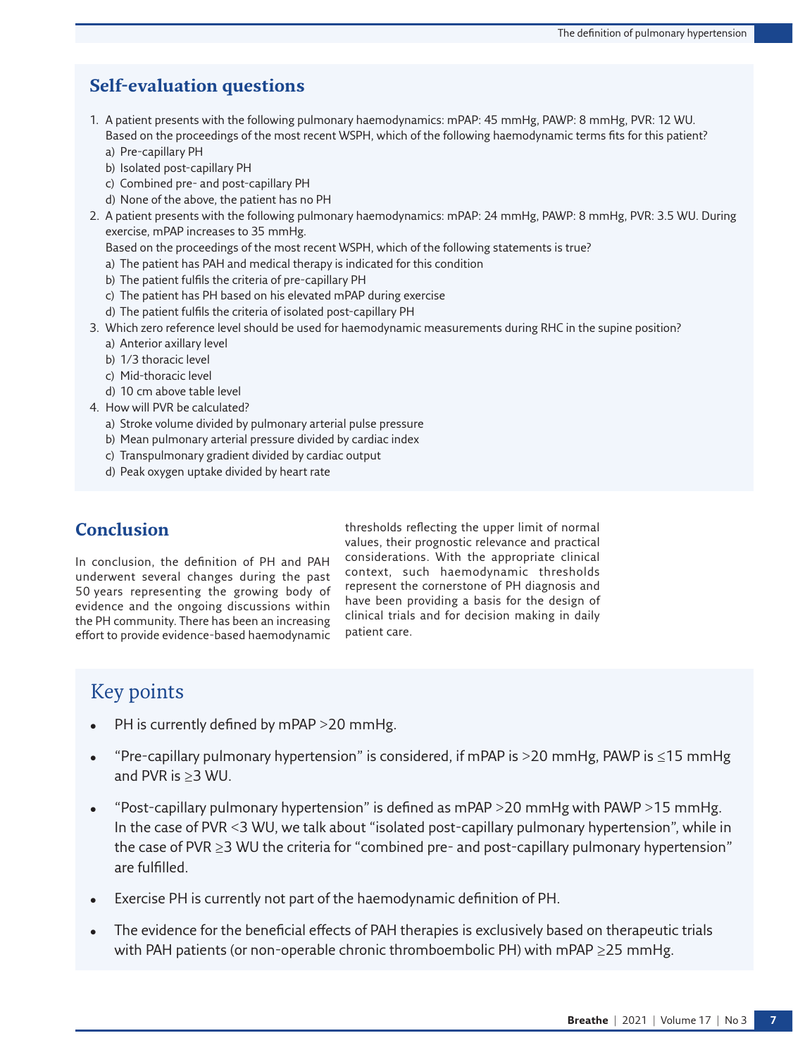## Self-evaluation questions

1. A patient presents with the following pulmonary haemodynamics: mPAP: 45 mmHg, PAWP: 8 mmHg, PVR: 12 WU. Based on the proceedings of the most recent WSPH, which of the following haemodynamic terms fits for this patient?
   a) Pre-capillary PH
   b) Isolated post-capillary PH
   c) Combined pre- and post-capillary PH
   d) None of the above, the patient has no PH
2. A patient presents with the following pulmonary haemodynamics: mPAP: 24 mmHg, PAWP: 8 mmHg, PVR: 3.5 WU. During exercise, mPAP increases to 35 mmHg.
   Based on the proceedings of the most recent WSPH, which of the following statements is true?
   a) The patient has PAH and medical therapy is indicated for this condition
   b) The patient fulfils the criteria of pre-capillary PH
   c) The patient has PH based on his elevated mPAP during exercise
   d) The patient fulfils the criteria of isolated post-capillary PH
3. Which zero reference level should be used for haemodynamic measurements during RHC in the supine position?
   a) Anterior axillary level
   b) 1/3 thoracic level
   c) Mid-thoracic level
   d) 10 cm above table level
4. How will PVR be calculated?
   a) Stroke volume divided by pulmonary arterial pulse pressure
   b) Mean pulmonary arterial pressure divided by cardiac index
   c) Transpulmonary gradient divided by cardiac output
   d) Peak oxygen uptake divided by heart rate

## Conclusion

In conclusion, the definition of PH and PAH underwent several changes during the past 50 years representing the growing body of evidence and the ongoing discussions within the PH community. There has been an increasing effort to provide evidence-based haemodynamic thresholds reflecting the upper limit of normal values, their prognostic relevance and practical considerations. With the appropriate clinical context, such haemodynamic thresholds represent the cornerstone of PH diagnosis and have been providing a basis for the design of clinical trials and for decision making in daily patient care.

## Key points

- PH is currently defined by mPAP >20 mmHg.
- "Pre-capillary pulmonary hypertension" is considered, if mPAP is >20 mmHg, PAWP is ≤15 mmHg and PVR is ≥3 WU.
- "Post-capillary pulmonary hypertension" is defined as mPAP >20 mmHg with PAWP >15 mmHg. In the case of PVR <3 WU, we talk about "isolated post-capillary pulmonary hypertension", while in the case of PVR ≥3 WU the criteria for "combined pre- and post-capillary pulmonary hypertension" are fulfilled.
- Exercise PH is currently not part of the haemodynamic definition of PH.
- The evidence for the beneficial effects of PAH therapies is exclusively based on therapeutic trials with PAH patients (or non-operable chronic thromboembolic PH) with mPAP ≥25 mmHg.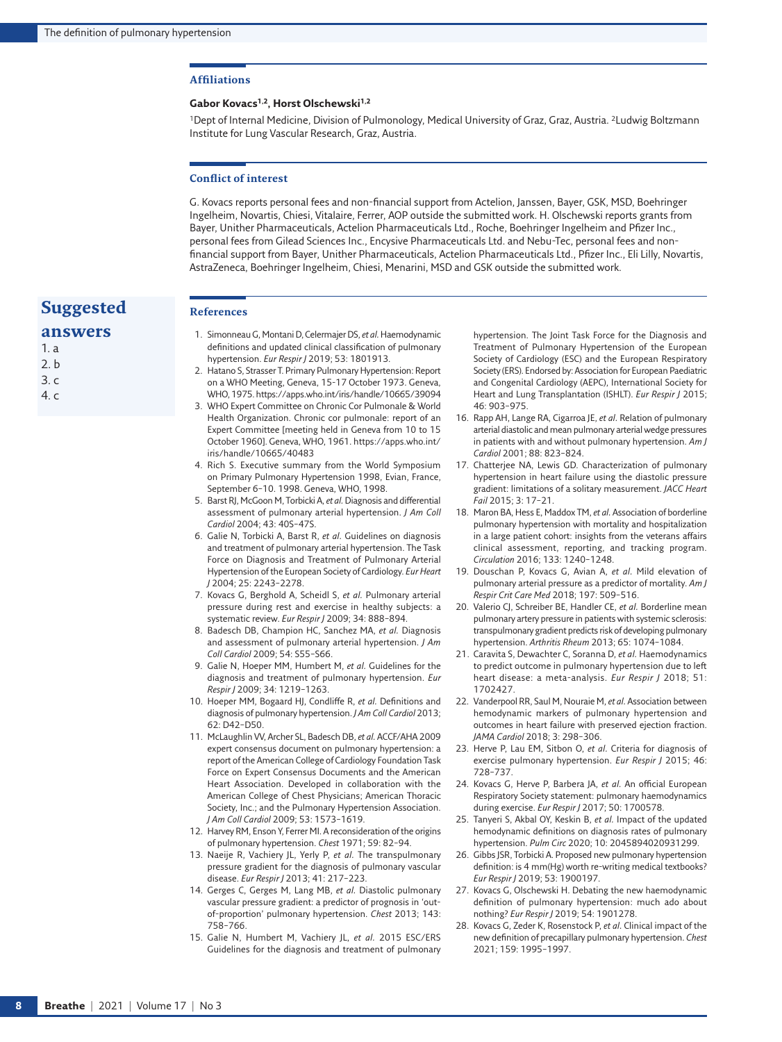## Affiliations

**Gabor Kovacs[1,2], Horst Olschewski[1,2]**

[1]Dept of Internal Medicine, Division of Pulmonology, Medical University of Graz, Graz, Austria. [2]Ludwig Boltzmann Institute for Lung Vascular Research, Graz, Austria.

## Conflict of interest

G. Kovacs reports personal fees and non-financial support from Actelion, Janssen, Bayer, GSK, MSD, Boehringer Ingelheim, Novartis, Chiesi, Vitalaire, Ferrer, AOP outside the submitted work. H. Olschewski reports grants from Bayer, Unither Pharmaceuticals, Actelion Pharmaceuticals Ltd., Roche, Boehringer Ingelheim and Pfizer Inc., personal fees from Gilead Sciences Inc., Encysive Pharmaceuticals Ltd. and Nebu-Tec, personal fees and non-financial support from Bayer, Unither Pharmaceuticals, Actelion Pharmaceuticals Ltd., Pfizer Inc., Eli Lilly, Novartis, AstraZeneca, Boehringer Ingelheim, Chiesi, Menarini, MSD and GSK outside the submitted work.

## Suggested answers

1. a
2. b
3. c
4. c

## References

1. Simonneau G, Montani D, Celermajer DS, *et al.* Haemodynamic definitions and updated clinical classification of pulmonary hypertension. *Eur Respir J* 2019; 53: 1801913.
2. Hatano S, Strasser T. Primary Pulmonary Hypertension: Report on a WHO Meeting, Geneva, 15-17 October 1973. Geneva, WHO, 1975. https://apps.who.int/iris/handle/10665/39094
3. WHO Expert Committee on Chronic Cor Pulmonale & World Health Organization. Chronic cor pulmonale: report of an Expert Committee [meeting held in Geneva from 10 to 15 October 1960]. Geneva, WHO, 1961. https://apps.who.int/iris/handle/10665/40483
4. Rich S. Executive summary from the World Symposium on Primary Pulmonary Hypertension 1998, Evian, France, September 6–10. 1998. Geneva, WHO, 1998.
5. Barst RJ, McGoon M, Torbicki A, *et al.* Diagnosis and differential assessment of pulmonary arterial hypertension. *J Am Coll Cardiol* 2004; 43: 40S–47S.
6. Galie N, Torbicki A, Barst R, *et al.* Guidelines on diagnosis and treatment of pulmonary arterial hypertension. The Task Force on Diagnosis and Treatment of Pulmonary Arterial Hypertension of the European Society of Cardiology. *Eur Heart J* 2004; 25: 2243–2278.
7. Kovacs G, Berghold A, Scheidl S, *et al.* Pulmonary arterial pressure during rest and exercise in healthy subjects: a systematic review. *Eur Respir J* 2009; 34: 888–894.
8. Badesch DB, Champion HC, Sanchez MA, *et al.* Diagnosis and assessment of pulmonary arterial hypertension. *J Am Coll Cardiol* 2009; 54: S55–S66.
9. Galie N, Hoeper MM, Humbert M, *et al.* Guidelines for the diagnosis and treatment of pulmonary hypertension. *Eur Respir J* 2009; 34: 1219–1263.
10. Hoeper MM, Bogaard HJ, Condliffe R, *et al.* Definitions and diagnosis of pulmonary hypertension. *J Am Coll Cardiol* 2013; 62: D42–D50.
11. McLaughlin VV, Archer SL, Badesch DB, *et al.* ACCF/AHA 2009 expert consensus document on pulmonary hypertension: a report of the American College of Cardiology Foundation Task Force on Expert Consensus Documents and the American Heart Association. Developed in collaboration with the American College of Chest Physicians; American Thoracic Society, Inc.; and the Pulmonary Hypertension Association. *J Am Coll Cardiol* 2009; 53: 1573–1619.
12. Harvey RM, Enson Y, Ferrer MI. A reconsideration of the origins of pulmonary hypertension. *Chest* 1971; 59: 82–94.
13. Naeije R, Vachiery JL, Yerly P, *et al.* The transpulmonary pressure gradient for the diagnosis of pulmonary vascular disease. *Eur Respir J* 2013; 41: 217–223.
14. Gerges C, Gerges M, Lang MB, *et al.* Diastolic pulmonary vascular pressure gradient: a predictor of prognosis in 'out-of-proportion' pulmonary hypertension. *Chest* 2013; 143: 758–766.
15. Galie N, Humbert M, Vachiery JL, *et al.* 2015 ESC/ERS Guidelines for the diagnosis and treatment of pulmonary hypertension. The Joint Task Force for the Diagnosis and Treatment of Pulmonary Hypertension of the European Society of Cardiology (ESC) and the European Respiratory Society (ERS). Endorsed by: Association for European Paediatric and Congenital Cardiology (AEPC), International Society for Heart and Lung Transplantation (ISHLT). *Eur Respir J* 2015; 46: 903–975.
16. Rapp AH, Lange RA, Cigarroa JE, *et al.* Relation of pulmonary arterial diastolic and mean pulmonary arterial wedge pressures in patients with and without pulmonary hypertension. *Am J Cardiol* 2001; 88: 823–824.
17. Chatterjee NA, Lewis GD. Characterization of pulmonary hypertension in heart failure using the diastolic pressure gradient: limitations of a solitary measurement. *JACC Heart Fail* 2015; 3: 17–21.
18. Maron BA, Hess E, Maddox TM, *et al.* Association of borderline pulmonary hypertension with mortality and hospitalization in a large patient cohort: insights from the veterans affairs clinical assessment, reporting, and tracking program. *Circulation* 2016; 133: 1240–1248.
19. Douschan P, Kovacs G, Avian A, *et al.* Mild elevation of pulmonary arterial pressure as a predictor of mortality. *Am J Respir Crit Care Med* 2018; 197: 509–516.
20. Valerio CJ, Schreiber BE, Handler CE, *et al.* Borderline mean pulmonary artery pressure in patients with systemic sclerosis: transpulmonary gradient predicts risk of developing pulmonary hypertension. *Arthritis Rheum* 2013; 65: 1074–1084.
21. Caravita S, Dewachter C, Soranna D, *et al.* Haemodynamics to predict outcome in pulmonary hypertension due to left heart disease: a meta-analysis. *Eur Respir J* 2018; 51: 1702427.
22. Vanderpool RR, Saul M, Nouraie M, *et al.* Association between hemodynamic markers of pulmonary hypertension and outcomes in heart failure with preserved ejection fraction. *JAMA Cardiol* 2018; 3: 298–306.
23. Herve P, Lau EM, Sitbon O, *et al.* Criteria for diagnosis of exercise pulmonary hypertension. *Eur Respir J* 2015; 46: 728–737.
24. Kovacs G, Herve P, Barbera JA, *et al.* An official European Respiratory Society statement: pulmonary haemodynamics during exercise. *Eur Respir J* 2017; 50: 1700578.
25. Tanyeri S, Akbal OY, Keskin B, *et al.* Impact of the updated hemodynamic definitions on diagnosis rates of pulmonary hypertension. *Pulm Circ* 2020; 10: 2045894020931299.
26. Gibbs JSR, Torbicki A. Proposed new pulmonary hypertension definition: is 4 mm(Hg) worth re-writing medical textbooks? *Eur Respir J* 2019; 53: 1900197.
27. Kovacs G, Olschewski H. Debating the new haemodynamic definition of pulmonary hypertension: much ado about nothing? *Eur Respir J* 2019; 54: 1901278.
28. Kovacs G, Zeder K, Rosenstock P, *et al.* Clinical impact of the new definition of precapillary pulmonary hypertension. *Chest* 2021; 159: 1995–1997.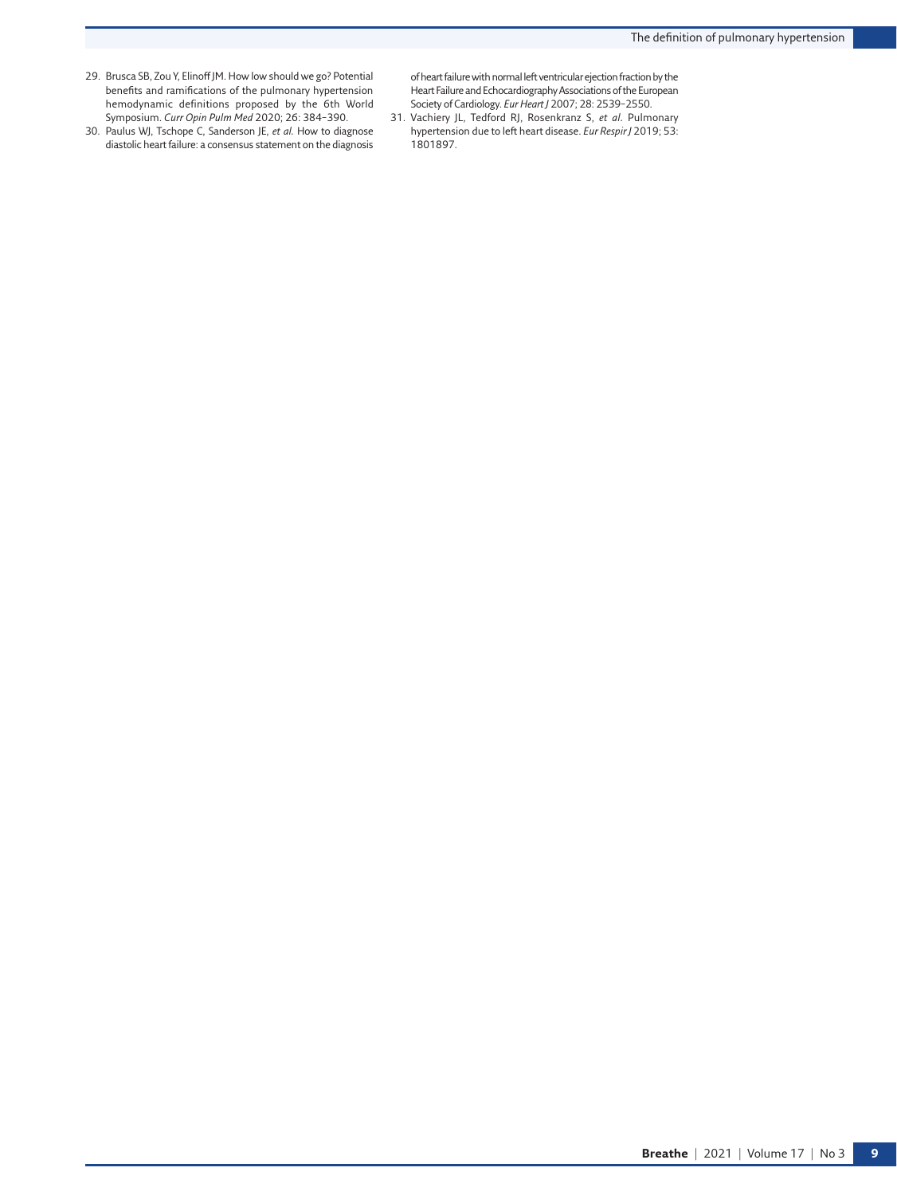29. Brusca SB, Zou Y, Elinoff JM. How low should we go? Potential benefits and ramifications of the pulmonary hypertension hemodynamic definitions proposed by the 6th World Symposium. *Curr Opin Pulm Med* 2020; 26: 384–390.
30. Paulus WJ, Tschope C, Sanderson JE, *et al.* How to diagnose diastolic heart failure: a consensus statement on the diagnosis of heart failure with normal left ventricular ejection fraction by the Heart Failure and Echocardiography Associations of the European Society of Cardiology. *Eur Heart J* 2007; 28: 2539–2550.
31. Vachiery JL, Tedford RJ, Rosenkranz S, *et al.* Pulmonary hypertension due to left heart disease. *Eur Respir J* 2019; 53: 1801897.